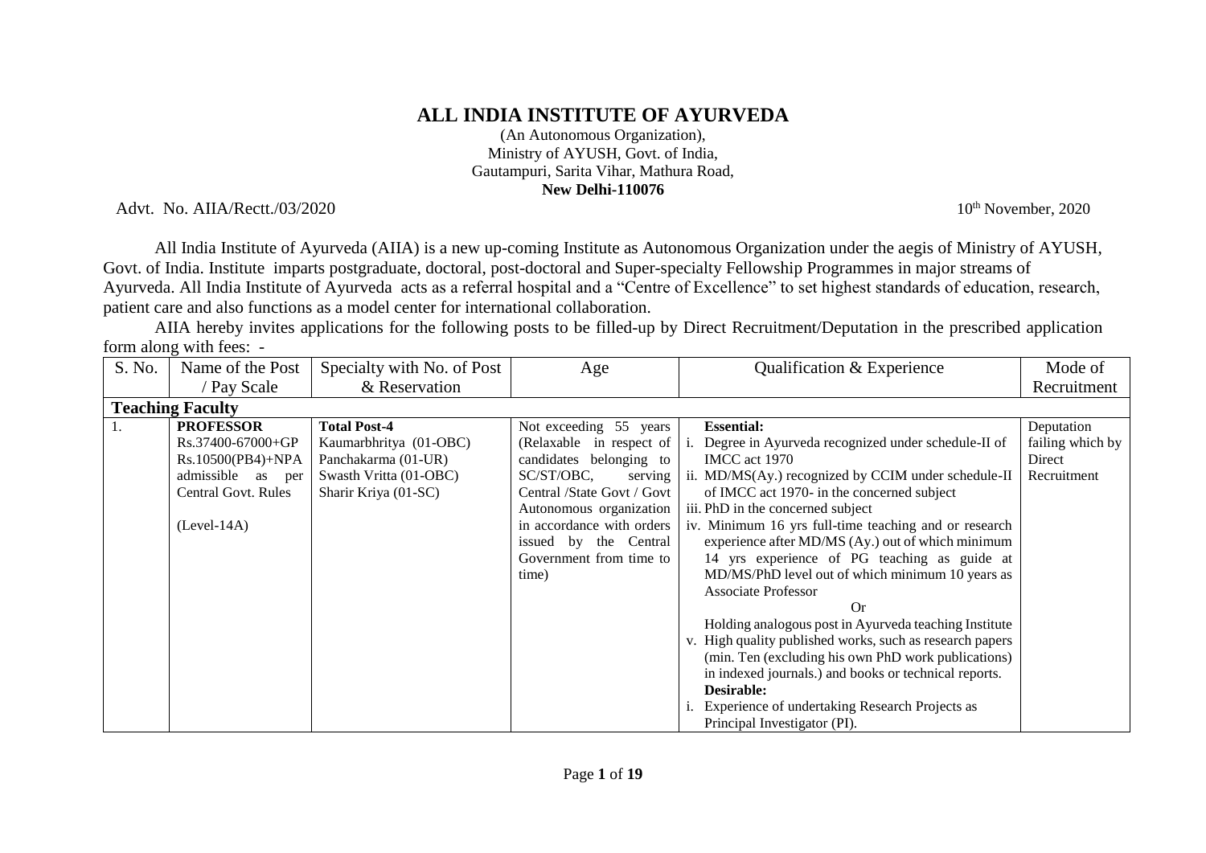# ALL INDIA INSTITUTE OF AYURVEDA

(An Autonomous Organization),
Ministry of AYUSH, Govt. of India,
Gautampuri, Sarita Vihar, Mathura Road,
**New Delhi-110076**

Advt. No. AIIA/Rectt./03/2020 10th November, 2020

All India Institute of Ayurveda (AIIA) is a new up-coming Institute as Autonomous Organization under the aegis of Ministry of AYUSH, Govt. of India. Institute imparts postgraduate, doctoral, post-doctoral and Super-specialty Fellowship Programmes in major streams of Ayurveda. All India Institute of Ayurveda acts as a referral hospital and a "Centre of Excellence" to set highest standards of education, research, patient care and also functions as a model center for international collaboration.

AIIA hereby invites applications for the following posts to be filled-up by Direct Recruitment/Deputation in the prescribed application form along with fees: -

| S. No. | Name of the Post / Pay Scale | Specialty with No. of Post & Reservation | Age | Qualification & Experience | Mode of Recruitment |
|---|---|---|---|---|---|
| **Teaching Faculty** | | | | | |
| 1. | **PROFESSOR**<br>Rs.37400-67000+GP Rs.10500(PB4)+NPA admissible as per Central Govt. Rules<br><br>(Level-14A) | **Total Post-4**<br>Kaumarbhritya (01-OBC)<br>Panchakarma (01-UR)<br>Swasth Vritta (01-OBC)<br>Sharir Kriya (01-SC) | Not exceeding 55 years (Relaxable in respect of candidates belonging to SC/ST/OBC, serving Central /State Govt / Govt Autonomous organization in accordance with orders issued by the Central Government from time to time) | **Essential:**<br>i. Degree in Ayurveda recognized under schedule-II of IMCC act 1970<br>ii. MD/MS(Ay.) recognized by CCIM under schedule-II of IMCC act 1970- in the concerned subject<br>iii. PhD in the concerned subject<br>iv. Minimum 16 yrs full-time teaching and or research experience after MD/MS (Ay.) out of which minimum 14 yrs experience of PG teaching as guide at MD/MS/PhD level out of which minimum 10 years as Associate Professor<br>Or<br>Holding analogous post in Ayurveda teaching Institute<br>v. High quality published works, such as research papers (min. Ten (excluding his own PhD work publications) in indexed journals.) and books or technical reports.<br>**Desirable:**<br>i. Experience of undertaking Research Projects as Principal Investigator (PI). | Deputation failing which by Direct Recruitment |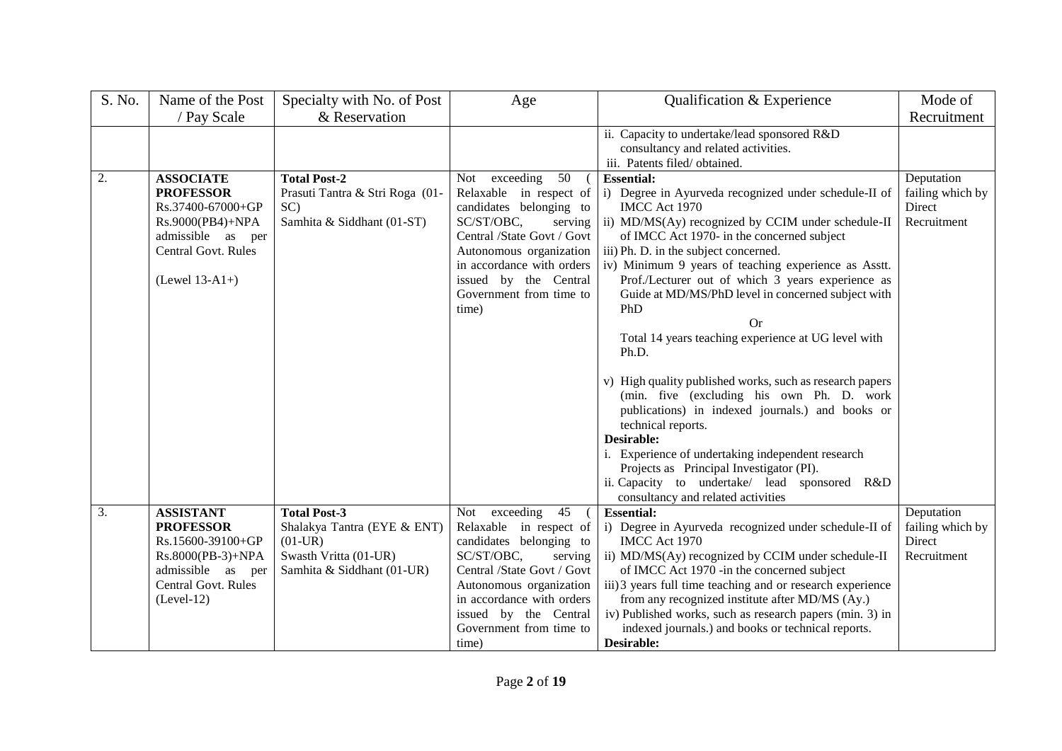| S. No. | Name of the Post / Pay Scale | Specialty with No. of Post & Reservation | Age | Qualification & Experience | Mode of Recruitment |
|---|---|---|---|---|---|
| | | | | ii. Capacity to undertake/lead sponsored R&D consultancy and related activities.<br>iii. Patents filed/ obtained. | |
| 2. | **ASSOCIATE PROFESSOR**<br>Rs.37400-67000+GP Rs.9000(PB4)+NPA admissible as per Central Govt. Rules<br><br>(Lewel 13-A1+) | **Total Post-2**<br>Prasuti Tantra & Stri Roga (01-SC)<br>Samhita & Siddhant (01-ST) | Not exceeding 50 ( Relaxable in respect of candidates belonging to SC/ST/OBC, serving Central /State Govt / Govt Autonomous organization in accordance with orders issued by the Central Government from time to time) | **Essential:**<br>i) Degree in Ayurveda recognized under schedule-II of IMCC Act 1970<br>ii) MD/MS(Ay) recognized by CCIM under schedule-II of IMCC Act 1970- in the concerned subject<br>iii) Ph. D. in the subject concerned.<br>iv) Minimum 9 years of teaching experience as Asstt. Prof./Lecturer out of which 3 years experience as Guide at MD/MS/PhD level in concerned subject with PhD<br>Or<br>Total 14 years teaching experience at UG level with Ph.D.<br><br>v) High quality published works, such as research papers (min. five (excluding his own Ph. D. work publications) in indexed journals.) and books or technical reports.<br>**Desirable:**<br>i. Experience of undertaking independent research Projects as Principal Investigator (PI).<br>ii. Capacity to undertake/ lead sponsored R&D consultancy and related activities | Deputation failing which by Direct Recruitment |
| 3. | **ASSISTANT PROFESSOR**<br>Rs.15600-39100+GP Rs.8000(PB-3)+NPA admissible as per Central Govt. Rules (Level-12) | **Total Post-3**<br>Shalakya Tantra (EYE & ENT) (01-UR)<br>Swasth Vritta (01-UR)<br>Samhita & Siddhant (01-UR) | Not exceeding 45 ( Relaxable in respect of candidates belonging to SC/ST/OBC, serving Central /State Govt / Govt Autonomous organization in accordance with orders issued by the Central Government from time to time) | **Essential:**<br>i) Degree in Ayurveda recognized under schedule-II of IMCC Act 1970<br>ii) MD/MS(Ay) recognized by CCIM under schedule-II of IMCC Act 1970 -in the concerned subject<br>iii) 3 years full time teaching and or research experience from any recognized institute after MD/MS (Ay.)<br>iv) Published works, such as research papers (min. 3) in indexed journals.) and books or technical reports.<br>**Desirable:** | Deputation failing which by Direct Recruitment |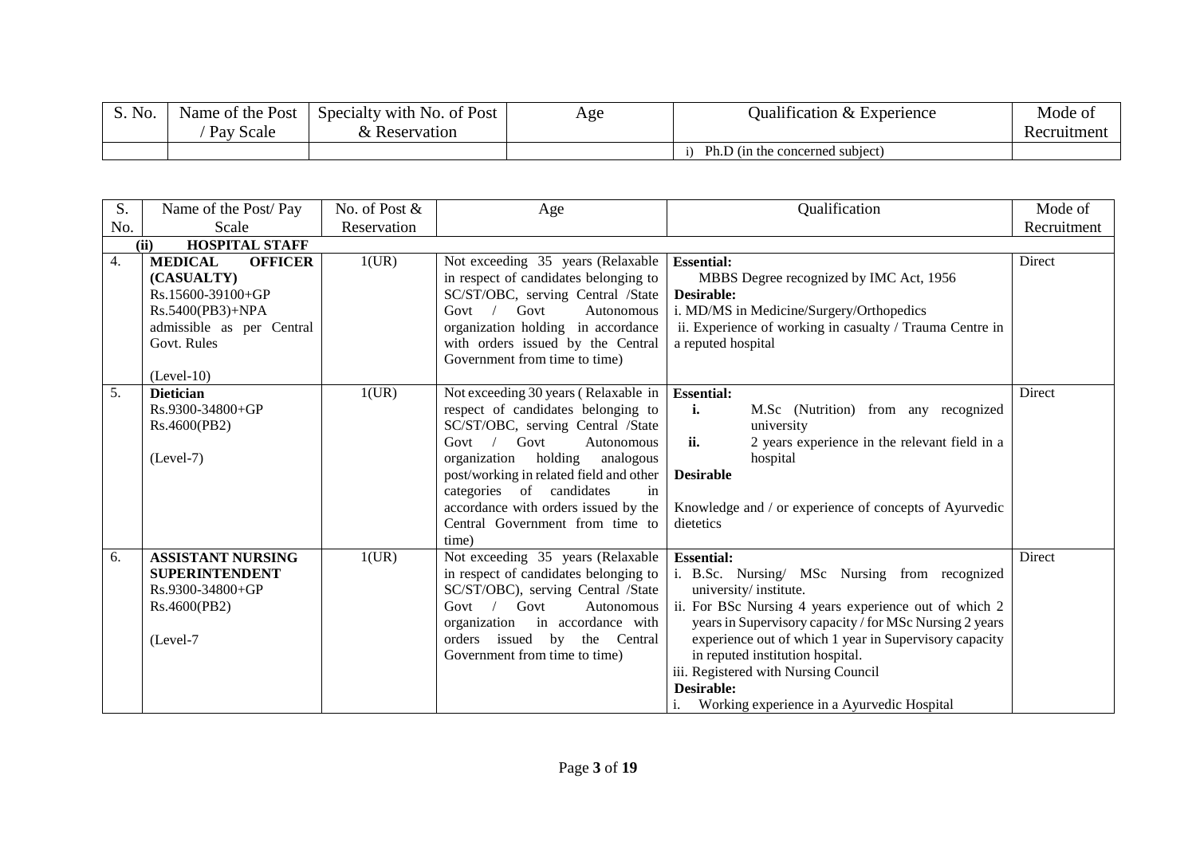| S. No. | Name of the Post / Pay Scale | Specialty with No. of Post & Reservation | Age | Qualification & Experience | Mode of Recruitment |
|---|---|---|---|---|---|
| | | | | i) Ph.D (in the concerned subject) | |

| S. No. | Name of the Post/ Pay Scale | No. of Post & Reservation | Age | Qualification | Mode of Recruitment |
|---|---|---|---|---|---|
| **(ii)** | **HOSPITAL STAFF** | | | | |
| 4. | **MEDICAL OFFICER (CASUALTY)** Rs.15600-39100+GP Rs.5400(PB3)+NPA admissible as per Central Govt. Rules (Level-10) | 1(UR) | Not exceeding 35 years (Relaxable in respect of candidates belonging to SC/ST/OBC, serving Central /State Govt / Govt Autonomous organization holding in accordance with orders issued by the Central Government from time to time) | **Essential:** MBBS Degree recognized by IMC Act, 1956 **Desirable:** i. MD/MS in Medicine/Surgery/Orthopedics ii. Experience of working in casualty / Trauma Centre in a reputed hospital | Direct |
| 5. | **Dietician** Rs.9300-34800+GP Rs.4600(PB2) (Level-7) | 1(UR) | Not exceeding 30 years ( Relaxable in respect of candidates belonging to SC/ST/OBC, serving Central /State Govt / Govt Autonomous organization holding analogous post/working in related field and other categories of candidates in accordance with orders issued by the Central Government from time to time) | **Essential:** **i.** M.Sc (Nutrition) from any recognized university **ii.** 2 years experience in the relevant field in a hospital **Desirable** Knowledge and / or experience of concepts of Ayurvedic dietetics | Direct |
| 6. | **ASSISTANT NURSING SUPERINTENDENT** Rs.9300-34800+GP Rs.4600(PB2) (Level-7 | 1(UR) | Not exceeding 35 years (Relaxable in respect of candidates belonging to SC/ST/OBC), serving Central /State Govt / Govt Autonomous organization in accordance with orders issued by the Central Government from time to time) | **Essential:** i. B.Sc. Nursing/ MSc Nursing from recognized university/ institute. ii. For BSc Nursing 4 years experience out of which 2 years in Supervisory capacity / for MSc Nursing 2 years experience out of which 1 year in Supervisory capacity in reputed institution hospital. iii. Registered with Nursing Council **Desirable:** i. Working experience in a Ayurvedic Hospital | Direct |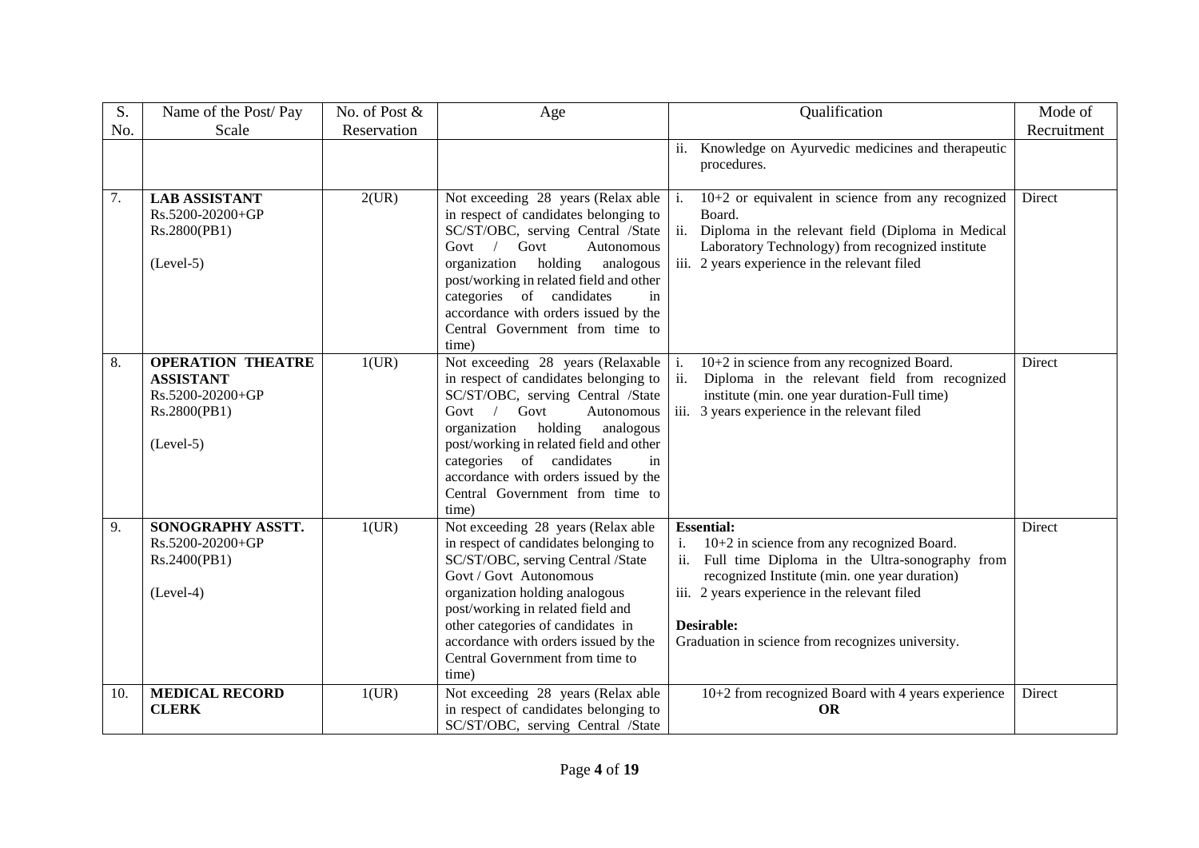| S. No. | Name of the Post/ Pay Scale | No. of Post & Reservation | Age | Qualification | Mode of Recruitment |
|---|---|---|---|---|---|
| | | | | ii. Knowledge on Ayurvedic medicines and therapeutic procedures. | |
| 7. | **LAB ASSISTANT** Rs.5200-20200+GP Rs.2800(PB1) (Level-5) | 2(UR) | Not exceeding 28 years (Relax able in respect of candidates belonging to SC/ST/OBC, serving Central /State Govt / Govt Autonomous organization holding analogous post/working in related field and other categories of candidates in accordance with orders issued by the Central Government from time to time) | i. 10+2 or equivalent in science from any recognized Board. ii. Diploma in the relevant field (Diploma in Medical Laboratory Technology) from recognized institute iii. 2 years experience in the relevant filed | Direct |
| 8. | **OPERATION THEATRE ASSISTANT** Rs.5200-20200+GP Rs.2800(PB1) (Level-5) | 1(UR) | Not exceeding 28 years (Relaxable in respect of candidates belonging to SC/ST/OBC, serving Central /State Govt / Govt Autonomous organization holding analogous post/working in related field and other categories of candidates in accordance with orders issued by the Central Government from time to time) | i. 10+2 in science from any recognized Board. ii. Diploma in the relevant field from recognized institute (min. one year duration-Full time) iii. 3 years experience in the relevant filed | Direct |
| 9. | **SONOGRAPHY ASSTT.** Rs.5200-20200+GP Rs.2400(PB1) (Level-4) | 1(UR) | Not exceeding 28 years (Relax able in respect of candidates belonging to SC/ST/OBC, serving Central /State Govt / Govt Autonomous organization holding analogous post/working in related field and other categories of candidates in accordance with orders issued by the Central Government from time to time) | **Essential:** i. 10+2 in science from any recognized Board. ii. Full time Diploma in the Ultra-sonography from recognized Institute (min. one year duration) iii. 2 years experience in the relevant filed **Desirable:** Graduation in science from recognizes university. | Direct |
| 10. | **MEDICAL RECORD CLERK** | 1(UR) | Not exceeding 28 years (Relax able in respect of candidates belonging to SC/ST/OBC, serving Central /State | 10+2 from recognized Board with 4 years experience **OR** | Direct |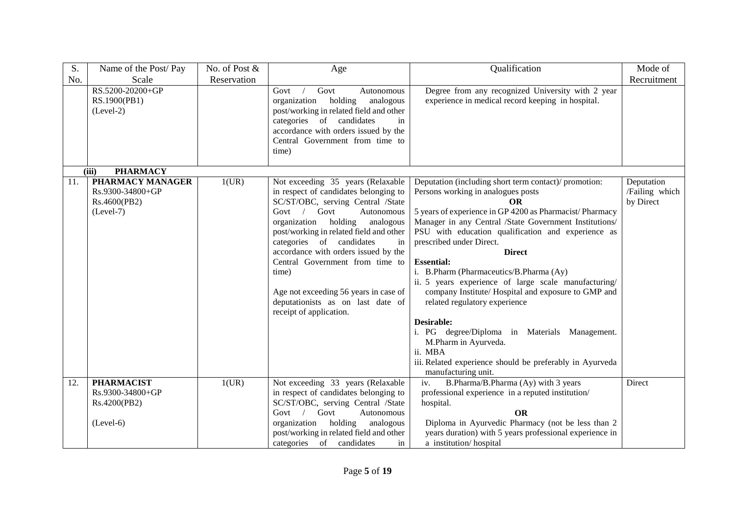| S. No. | Name of the Post/ Pay Scale | No. of Post & Reservation | Age | Qualification | Mode of Recruitment |
|---|---|---|---|---|---|
| | RS.5200-20200+GP RS.1900(PB1) (Level-2) | | Govt / Govt Autonomous organization holding analogous post/working in related field and other categories of candidates in accordance with orders issued by the Central Government from time to time) | Degree from any recognized University with 2 year experience in medical record keeping in hospital. | |
| | **(iii) PHARMACY** | | | | |
| 11. | **PHARMACY MANAGER** Rs.9300-34800+GP Rs.4600(PB2) (Level-7) | 1(UR) | Not exceeding 35 years (Relaxable in respect of candidates belonging to SC/ST/OBC, serving Central /State Govt / Govt Autonomous organization holding analogous post/working in related field and other categories of candidates in accordance with orders issued by the Central Government from time to time)<br><br>Age not exceeding 56 years in case of deputationists as on last date of receipt of application. | Deputation (including short term contact)/ promotion: Persons working in analogues posts<br>**OR**<br>5 years of experience in GP 4200 as Pharmacist/ Pharmacy Manager in any Central /State Government Institutions/ PSU with education qualification and experience as prescribed under Direct.<br>**Direct**<br>**Essential:**<br>i. B.Pharm (Pharmaceutics/B.Pharma (Ay)<br>ii. 5 years experience of large scale manufacturing/ company Institute/ Hospital and exposure to GMP and related regulatory experience<br><br>**Desirable:**<br>i. PG degree/Diploma in Materials Management. M.Pharm in Ayurveda.<br>ii. MBA<br>iii. Related experience should be preferably in Ayurveda manufacturing unit. | Deputation /Failing which by Direct |
| 12. | **PHARMACIST** Rs.9300-34800+GP Rs.4200(PB2) (Level-6) | 1(UR) | Not exceeding 33 years (Relaxable in respect of candidates belonging to SC/ST/OBC, serving Central /State Govt / Govt Autonomous organization holding analogous post/working in related field and other categories of candidates in | iv. B.Pharma/B.Pharma (Ay) with 3 years professional experience in a reputed institution/ hospital.<br>**OR**<br>Diploma in Ayurvedic Pharmacy (not be less than 2 years duration) with 5 years professional experience in a institution/ hospital | Direct |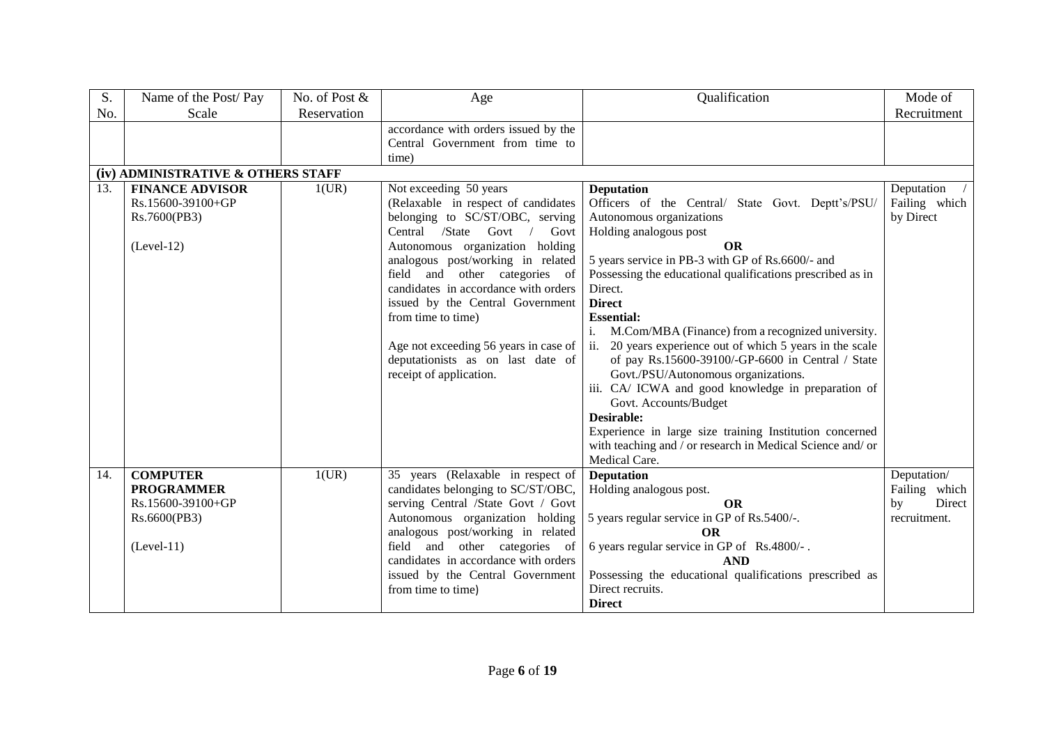| S. No. | Name of the Post/ Pay Scale | No. of Post & Reservation | Age | Qualification | Mode of Recruitment |
|---|---|---|---|---|---|
| | | | accordance with orders issued by the Central Government from time to time) | | |
| **(iv) ADMINISTRATIVE & OTHERS STAFF** | | | | | |
| 13. | **FINANCE ADVISOR** Rs.15600-39100+GP Rs.7600(PB3) (Level-12) | 1(UR) | Not exceeding 50 years (Relaxable in respect of candidates belonging to SC/ST/OBC, serving Central /State Govt / Govt Autonomous organization holding analogous post/working in related field and other categories of candidates in accordance with orders issued by the Central Government from time to time) Age not exceeding 56 years in case of deputationists as on last date of receipt of application. | **Deputation** Officers of the Central/ State Govt. Deptt's/PSU/ Autonomous organizations Holding analogous post **OR** 5 years service in PB-3 with GP of Rs.6600/- and Possessing the educational qualifications prescribed as in Direct. **Direct** **Essential:** i. M.Com/MBA (Finance) from a recognized university. ii. 20 years experience out of which 5 years in the scale of pay Rs.15600-39100/-GP-6600 in Central / State Govt./PSU/Autonomous organizations. iii. CA/ ICWA and good knowledge in preparation of Govt. Accounts/Budget **Desirable:** Experience in large size training Institution concerned with teaching and / or research in Medical Science and/ or Medical Care. | Deputation / Failing which by Direct |
| 14. | **COMPUTER PROGRAMMER** Rs.15600-39100+GP Rs.6600(PB3) (Level-11) | 1(UR) | 35 years (Relaxable in respect of candidates belonging to SC/ST/OBC, serving Central /State Govt / Govt Autonomous organization holding analogous post/working in related field and other categories of candidates in accordance with orders issued by the Central Government from time to time) | **Deputation** Holding analogous post. **OR** 5 years regular service in GP of Rs.5400/-. **OR** 6 years regular service in GP of Rs.4800/- . **AND** Possessing the educational qualifications prescribed as Direct recruits. **Direct** | Deputation/ Failing which by Direct recruitment. |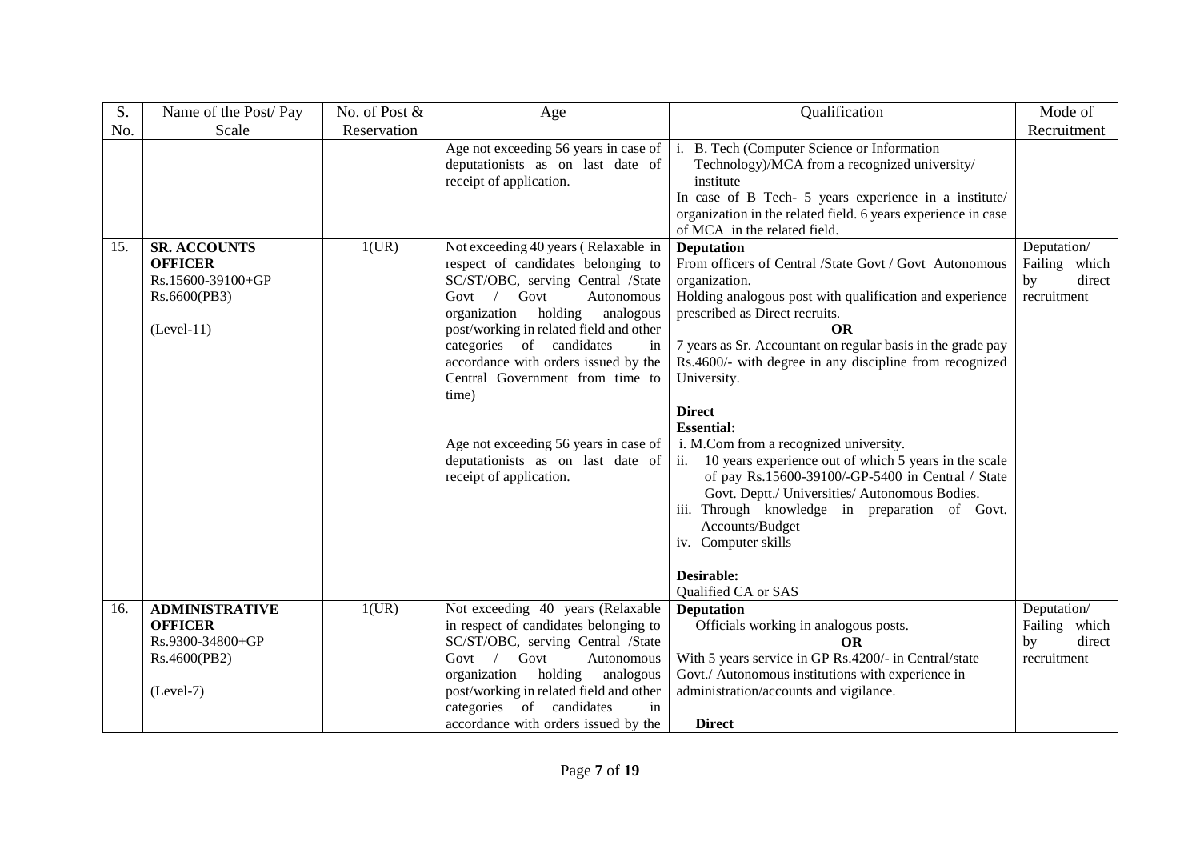| S. No. | Name of the Post/ Pay Scale | No. of Post & Reservation | Age | Qualification | Mode of Recruitment |
|---|---|---|---|---|---|
| | | | Age not exceeding 56 years in case of deputationists as on last date of receipt of application. | i. B. Tech (Computer Science or Information Technology)/MCA from a recognized university/ institute<br>In case of B Tech- 5 years experience in a institute/ organization in the related field. 6 years experience in case of MCA in the related field. | |
| 15. | **SR. ACCOUNTS OFFICER**<br>Rs.15600-39100+GP Rs.6600(PB3)<br><br>(Level-11) | 1(UR) | Not exceeding 40 years ( Relaxable in respect of candidates belonging to SC/ST/OBC, serving Central /State Govt / Govt Autonomous organization holding analogous post/working in related field and other categories of candidates in accordance with orders issued by the Central Government from time to time)<br><br>Age not exceeding 56 years in case of deputationists as on last date of receipt of application. | **Deputation**<br>From officers of Central /State Govt / Govt Autonomous organization.<br>Holding analogous post with qualification and experience prescribed as Direct recruits.<br>**OR**<br>7 years as Sr. Accountant on regular basis in the grade pay Rs.4600/- with degree in any discipline from recognized University.<br><br>**Direct**<br>**Essential:**<br>i. M.Com from a recognized university.<br>ii. 10 years experience out of which 5 years in the scale of pay Rs.15600-39100/-GP-5400 in Central / State Govt. Deptt./ Universities/ Autonomous Bodies.<br>iii. Through knowledge in preparation of Govt. Accounts/Budget<br>iv. Computer skills<br><br>**Desirable:**<br>Qualified CA or SAS | Deputation/ Failing which by direct recruitment |
| 16. | **ADMINISTRATIVE OFFICER**<br>Rs.9300-34800+GP Rs.4600(PB2)<br><br>(Level-7) | 1(UR) | Not exceeding 40 years (Relaxable in respect of candidates belonging to SC/ST/OBC, serving Central /State Govt / Govt Autonomous organization holding analogous post/working in related field and other categories of candidates in accordance with orders issued by the | **Deputation**<br>Officials working in analogous posts.<br>**OR**<br>With 5 years service in GP Rs.4200/- in Central/state Govt./ Autonomous institutions with experience in administration/accounts and vigilance.<br><br>**Direct** | Deputation/ Failing which by direct recruitment |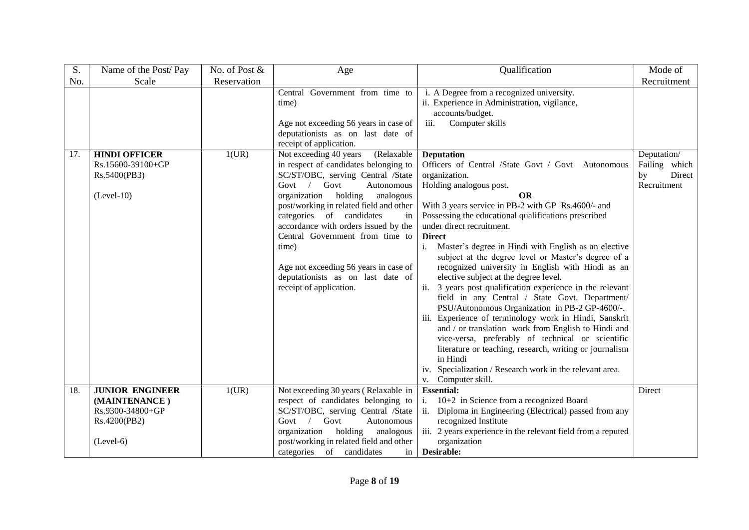| S. No. | Name of the Post/ Pay Scale | No. of Post & Reservation | Age | Qualification | Mode of Recruitment |
|---|---|---|---|---|---|
| | | | Central Government from time to time)<br><br>Age not exceeding 56 years in case of deputationists as on last date of receipt of application. | i. A Degree from a recognized university.<br>ii. Experience in Administration, vigilance, accounts/budget.<br>iii. Computer skills | |
| 17. | **HINDI OFFICER**<br>Rs.15600-39100+GP Rs.5400(PB3)<br><br>(Level-10) | 1(UR) | Not exceeding 40 years (Relaxable in respect of candidates belonging to SC/ST/OBC, serving Central /State Govt / Govt Autonomous organization holding analogous post/working in related field and other categories of candidates in accordance with orders issued by the Central Government from time to time)<br><br>Age not exceeding 56 years in case of deputationists as on last date of receipt of application. | **Deputation**<br>Officers of Central /State Govt / Govt Autonomous organization.<br>Holding analogous post.<br>**OR**<br>With 3 years service in PB-2 with GP Rs.4600/- and Possessing the educational qualifications prescribed under direct recruitment.<br>**Direct**<br>i. Master's degree in Hindi with English as an elective subject at the degree level or Master's degree of a recognized university in English with Hindi as an elective subject at the degree level.<br>ii. 3 years post qualification experience in the relevant field in any Central / State Govt. Department/ PSU/Autonomous Organization in PB-2 GP-4600/-.<br>iii. Experience of terminology work in Hindi, Sanskrit and / or translation work from English to Hindi and vice-versa, preferably of technical or scientific literature or teaching, research, writing or journalism in Hindi<br>iv. Specialization / Research work in the relevant area.<br>v. Computer skill. | Deputation/ Failing which by Direct Recruitment |
| 18. | **JUNIOR ENGINEER (MAINTENANCE )**<br>Rs.9300-34800+GP Rs.4200(PB2)<br><br>(Level-6) | 1(UR) | Not exceeding 30 years ( Relaxable in respect of candidates belonging to SC/ST/OBC, serving Central /State Govt / Govt Autonomous organization holding analogous post/working in related field and other categories of candidates in | **Essential:**<br>i. 10+2 in Science from a recognized Board<br>ii. Diploma in Engineering (Electrical) passed from any recognized Institute<br>iii. 2 years experience in the relevant field from a reputed organization<br>**Desirable:** | Direct |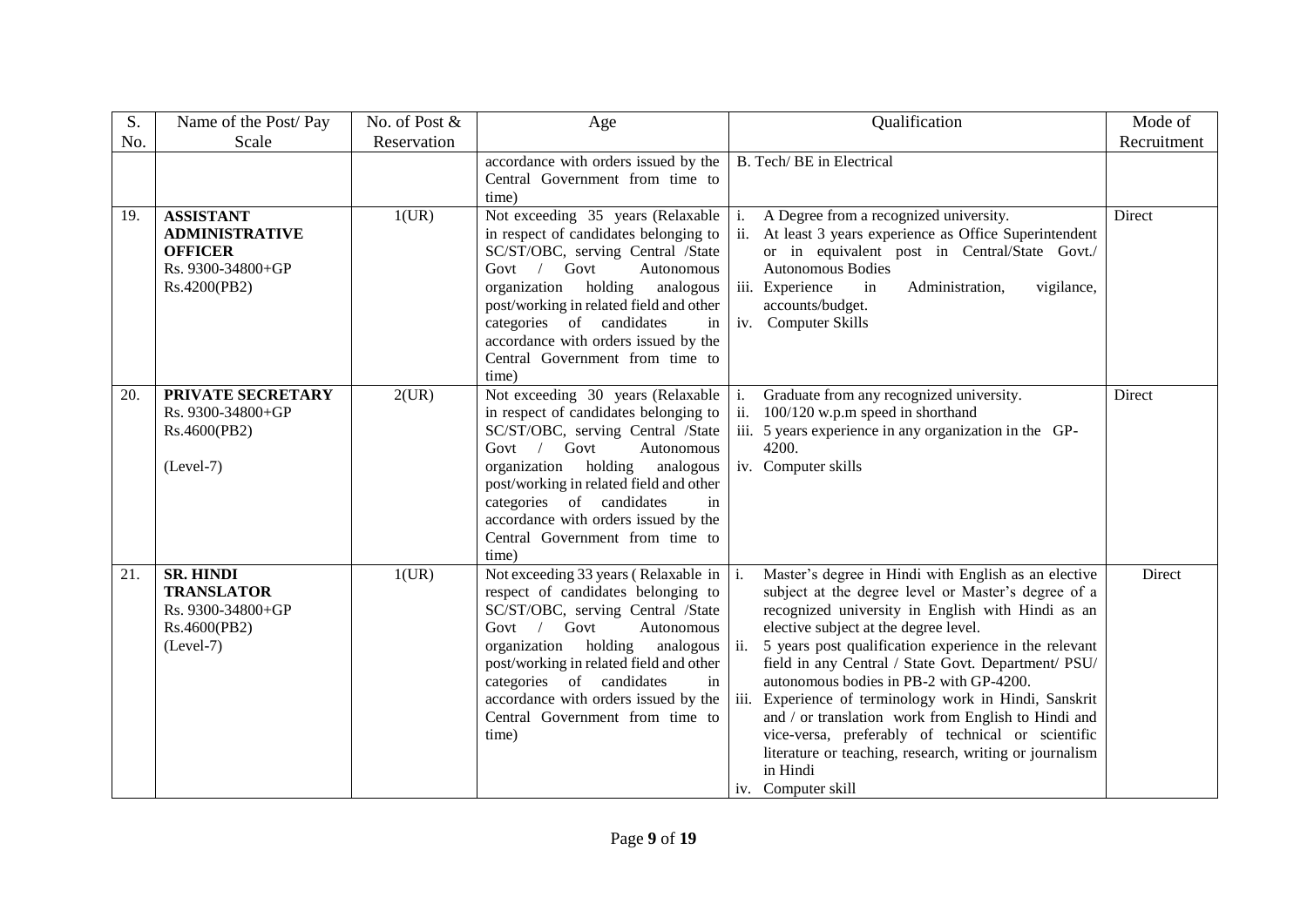| S. No. | Name of the Post/ Pay Scale | No. of Post & Reservation | Age | Qualification | Mode of Recruitment |
|---|---|---|---|---|---|
| | | | accordance with orders issued by the Central Government from time to time) | B. Tech/ BE in Electrical | |
| 19. | **ASSISTANT ADMINISTRATIVE OFFICER** Rs. 9300-34800+GP Rs.4200(PB2) | 1(UR) | Not exceeding 35 years (Relaxable in respect of candidates belonging to SC/ST/OBC, serving Central /State Govt / Govt Autonomous organization holding analogous post/working in related field and other categories of candidates in accordance with orders issued by the Central Government from time to time) | i. A Degree from a recognized university.<br>ii. At least 3 years experience as Office Superintendent or in equivalent post in Central/State Govt./ Autonomous Bodies<br>iii. Experience in Administration, vigilance, accounts/budget.<br>iv. Computer Skills | Direct |
| 20. | **PRIVATE SECRETARY** Rs. 9300-34800+GP Rs.4600(PB2)<br><br>(Level-7) | 2(UR) | Not exceeding 30 years (Relaxable in respect of candidates belonging to SC/ST/OBC, serving Central /State Govt / Govt Autonomous organization holding analogous post/working in related field and other categories of candidates in accordance with orders issued by the Central Government from time to time) | i. Graduate from any recognized university.<br>ii. 100/120 w.p.m speed in shorthand<br>iii. 5 years experience in any organization in the GP-4200.<br>iv. Computer skills | Direct |
| 21. | **SR. HINDI TRANSLATOR** Rs. 9300-34800+GP Rs.4600(PB2) (Level-7) | 1(UR) | Not exceeding 33 years ( Relaxable in respect of candidates belonging to SC/ST/OBC, serving Central /State Govt / Govt Autonomous organization holding analogous post/working in related field and other categories of candidates in accordance with orders issued by the Central Government from time to time) | i. Master's degree in Hindi with English as an elective subject at the degree level or Master's degree of a recognized university in English with Hindi as an elective subject at the degree level.<br>ii. 5 years post qualification experience in the relevant field in any Central / State Govt. Department/ PSU/ autonomous bodies in PB-2 with GP-4200.<br>iii. Experience of terminology work in Hindi, Sanskrit and / or translation work from English to Hindi and vice-versa, preferably of technical or scientific literature or teaching, research, writing or journalism in Hindi<br>iv. Computer skill | Direct |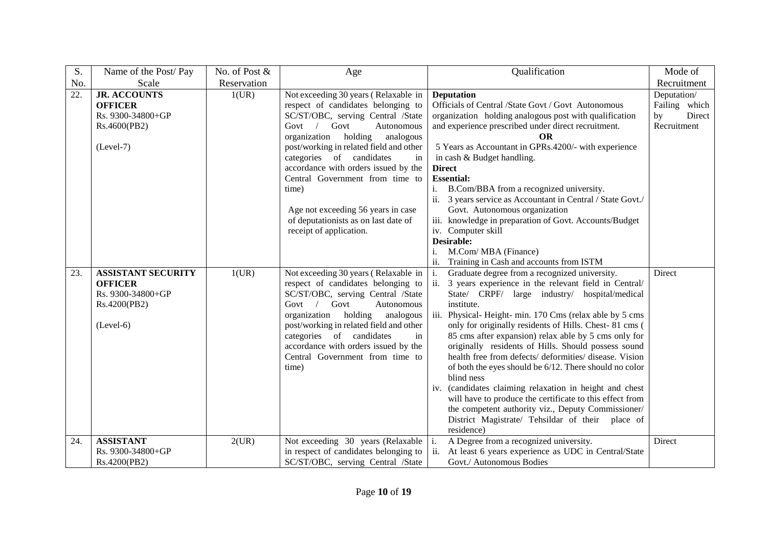| S. No. | Name of the Post/ Pay Scale | No. of Post & Reservation | Age | Qualification | Mode of Recruitment |
|---|---|---|---|---|---|
| 22. | **JR. ACCOUNTS OFFICER**<br>Rs. 9300-34800+GP Rs.4600(PB2)<br><br>(Level-7) | 1(UR) | Not exceeding 30 years ( Relaxable in respect of candidates belonging to SC/ST/OBC, serving Central /State Govt / Govt Autonomous organization holding analogous post/working in related field and other categories of candidates in accordance with orders issued by the Central Government from time to time)<br><br>Age not exceeding 56 years in case of deputationists as on last date of receipt of application. | **Deputation**<br>Officials of Central /State Govt / Govt Autonomous organization holding analogous post with qualification and experience prescribed under direct recruitment.<br>**OR**<br>5 Years as Accountant in GPRs.4200/- with experience in cash & Budget handling.<br>**Direct**<br>**Essential:**<br>i. B.Com/BBA from a recognized university.<br>ii. 3 years service as Accountant in Central / State Govt./ Govt. Autonomous organization<br>iii. knowledge in preparation of Govt. Accounts/Budget<br>iv. Computer skill<br>**Desirable:**<br>i. M.Com/ MBA (Finance)<br>ii. Training in Cash and accounts from ISTM | Deputation/ Failing which by Direct Recruitment |
| 23. | **ASSISTANT SECURITY OFFICER**<br>Rs. 9300-34800+GP Rs.4200(PB2)<br><br>(Level-6) | 1(UR) | Not exceeding 30 years ( Relaxable in respect of candidates belonging to SC/ST/OBC, serving Central /State Govt / Govt Autonomous organization holding analogous post/working in related field and other categories of candidates in accordance with orders issued by the Central Government from time to time) | i. Graduate degree from a recognized university.<br>ii. 3 years experience in the relevant field in Central/ State/ CRPF/ large industry/ hospital/medical institute.<br>iii. Physical- Height- min. 170 Cms (relax able by 5 cms only for originally residents of Hills. Chest- 81 cms ( 85 cms after expansion) relax able by 5 cms only for originally residents of Hills. Should possess sound health free from defects/ deformities/ disease. Vision of both the eyes should be 6/12. There should no color blind ness<br>iv. (candidates claiming relaxation in height and chest will have to produce the certificate to this effect from the competent authority viz., Deputy Commissioner/ District Magistrate/ Tehsildar of their place of residence) | Direct |
| 24. | **ASSISTANT**<br>Rs. 9300-34800+GP Rs.4200(PB2) | 2(UR) | Not exceeding 30 years (Relaxable in respect of candidates belonging to SC/ST/OBC, serving Central /State | i. A Degree from a recognized university.<br>ii. At least 6 years experience as UDC in Central/State Govt./ Autonomous Bodies | Direct |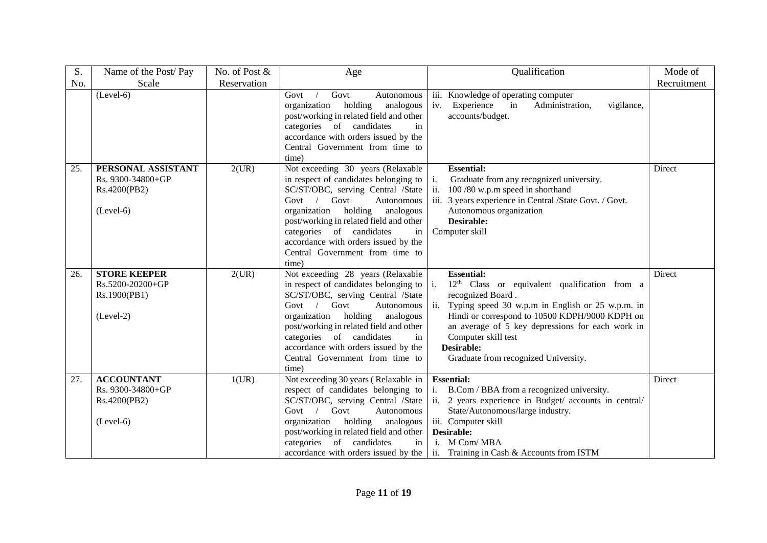| S. No. | Name of the Post/ Pay Scale | No. of Post & Reservation | Age | Qualification | Mode of Recruitment |
|---|---|---|---|---|---|
| | (Level-6) | | Govt / Govt Autonomous organization holding analogous post/working in related field and other categories of candidates in accordance with orders issued by the Central Government from time to time) | iii. Knowledge of operating computer<br>iv. Experience in Administration, vigilance, accounts/budget. | |
| 25. | **PERSONAL ASSISTANT**<br>Rs. 9300-34800+GP Rs.4200(PB2)<br><br>(Level-6) | 2(UR) | Not exceeding 30 years (Relaxable in respect of candidates belonging to SC/ST/OBC, serving Central /State Govt / Govt Autonomous organization holding analogous post/working in related field and other categories of candidates in accordance with orders issued by the Central Government from time to time) | **Essential:**<br>i. Graduate from any recognized university.<br>ii. 100 /80 w.p.m speed in shorthand<br>iii. 3 years experience in Central /State Govt. / Govt. Autonomous organization<br>**Desirable:**<br>Computer skill | Direct |
| 26. | **STORE KEEPER**<br>Rs.5200-20200+GP Rs.1900(PB1)<br><br>(Level-2) | 2(UR) | Not exceeding 28 years (Relaxable in respect of candidates belonging to SC/ST/OBC, serving Central /State Govt / Govt Autonomous organization holding analogous post/working in related field and other categories of candidates in accordance with orders issued by the Central Government from time to time) | **Essential:**<br>i. 12th Class or equivalent qualification from a recognized Board .<br>ii. Typing speed 30 w.p.m in English or 25 w.p.m. in Hindi or correspond to 10500 KDPH/9000 KDPH on an average of 5 key depressions for each work in Computer skill test<br>**Desirable:**<br>Graduate from recognized University. | Direct |
| 27. | **ACCOUNTANT**<br>Rs. 9300-34800+GP Rs.4200(PB2)<br><br>(Level-6) | 1(UR) | Not exceeding 30 years ( Relaxable in respect of candidates belonging to SC/ST/OBC, serving Central /State Govt / Govt Autonomous organization holding analogous post/working in related field and other categories of candidates in accordance with orders issued by the | **Essential:**<br>i. B.Com / BBA from a recognized university.<br>ii. 2 years experience in Budget/ accounts in central/ State/Autonomous/large industry.<br>iii. Computer skill<br>**Desirable:**<br>i. M Com/ MBA<br>ii. Training in Cash & Accounts from ISTM | Direct |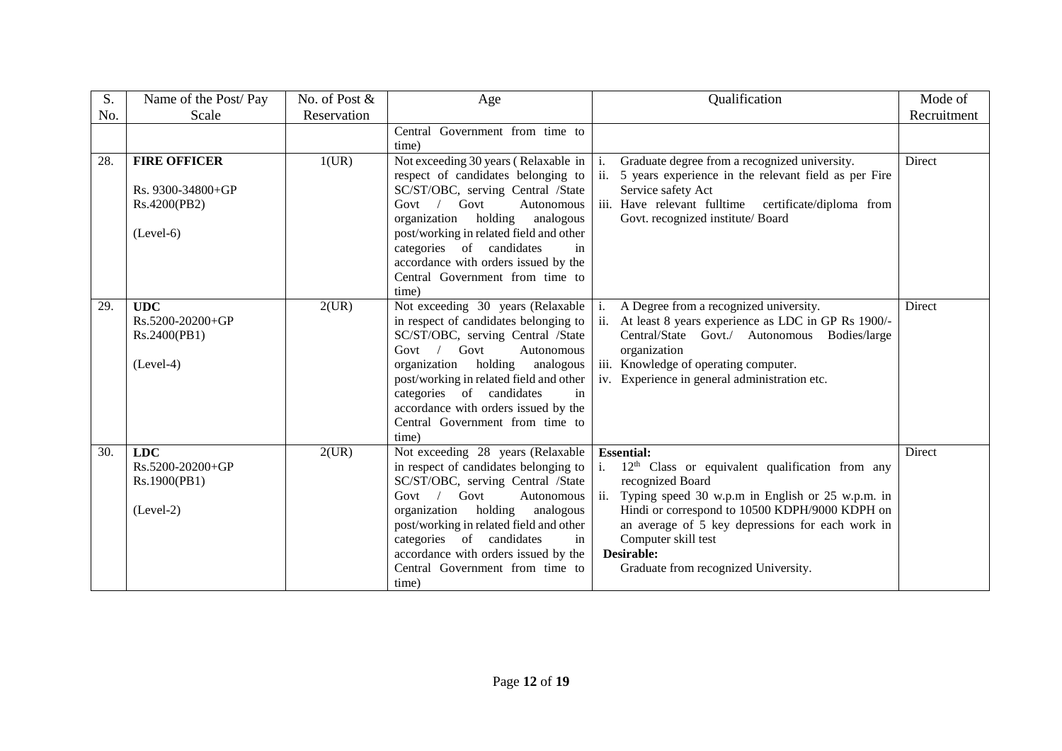| S. No. | Name of the Post/ Pay Scale | No. of Post & Reservation | Age | Qualification | Mode of Recruitment |
|---|---|---|---|---|---|
| | | | Central Government from time to time) | | |
| 28. | **FIRE OFFICER**<br><br>Rs. 9300-34800+GP Rs.4200(PB2)<br><br>(Level-6) | 1(UR) | Not exceeding 30 years ( Relaxable in respect of candidates belonging to SC/ST/OBC, serving Central /State Govt / Govt Autonomous organization holding analogous post/working in related field and other categories of candidates in accordance with orders issued by the Central Government from time to time) | i. Graduate degree from a recognized university.<br>ii. 5 years experience in the relevant field as per Fire Service safety Act<br>iii. Have relevant fulltime certificate/diploma from Govt. recognized institute/ Board | Direct |
| 29. | **UDC**<br>Rs.5200-20200+GP Rs.2400(PB1)<br><br>(Level-4) | 2(UR) | Not exceeding 30 years (Relaxable in respect of candidates belonging to SC/ST/OBC, serving Central /State Govt / Govt Autonomous organization holding analogous post/working in related field and other categories of candidates in accordance with orders issued by the Central Government from time to time) | i. A Degree from a recognized university.<br>ii. At least 8 years experience as LDC in GP Rs 1900/- Central/State Govt./ Autonomous Bodies/large organization<br>iii. Knowledge of operating computer.<br>iv. Experience in general administration etc. | Direct |
| 30. | **LDC**<br>Rs.5200-20200+GP Rs.1900(PB1)<br><br>(Level-2) | 2(UR) | Not exceeding 28 years (Relaxable in respect of candidates belonging to SC/ST/OBC, serving Central /State Govt / Govt Autonomous organization holding analogous post/working in related field and other categories of candidates in accordance with orders issued by the Central Government from time to time) | **Essential:**<br>i. 12th Class or equivalent qualification from any recognized Board<br>ii. Typing speed 30 w.p.m in English or 25 w.p.m. in Hindi or correspond to 10500 KDPH/9000 KDPH on an average of 5 key depressions for each work in Computer skill test<br>**Desirable:**<br>Graduate from recognized University. | Direct |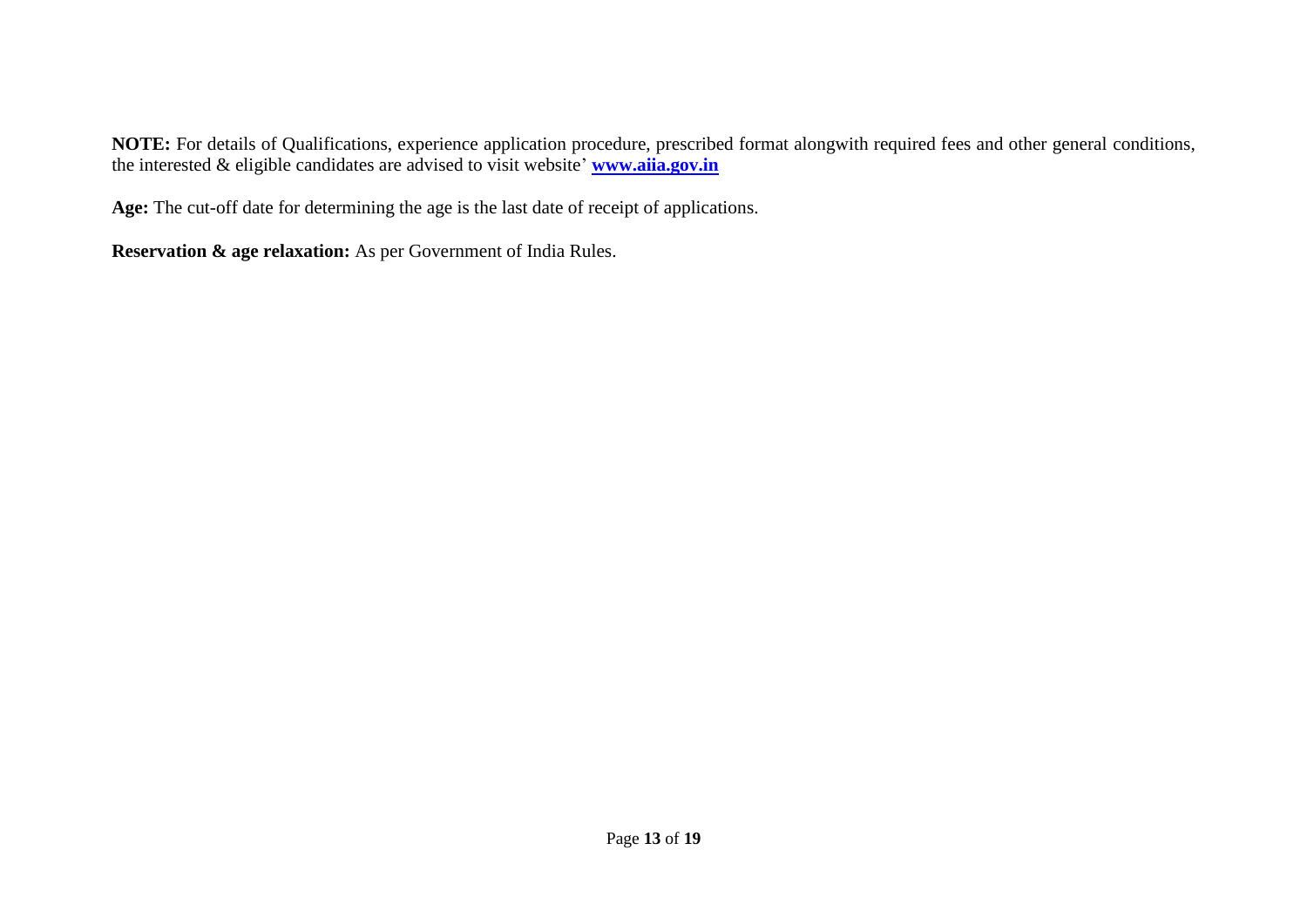**NOTE:** For details of Qualifications, experience application procedure, prescribed format alongwith required fees and other general conditions, the interested & eligible candidates are advised to visit website' **www.aiia.gov.in**

**Age:** The cut-off date for determining the age is the last date of receipt of applications.

**Reservation & age relaxation:** As per Government of India Rules.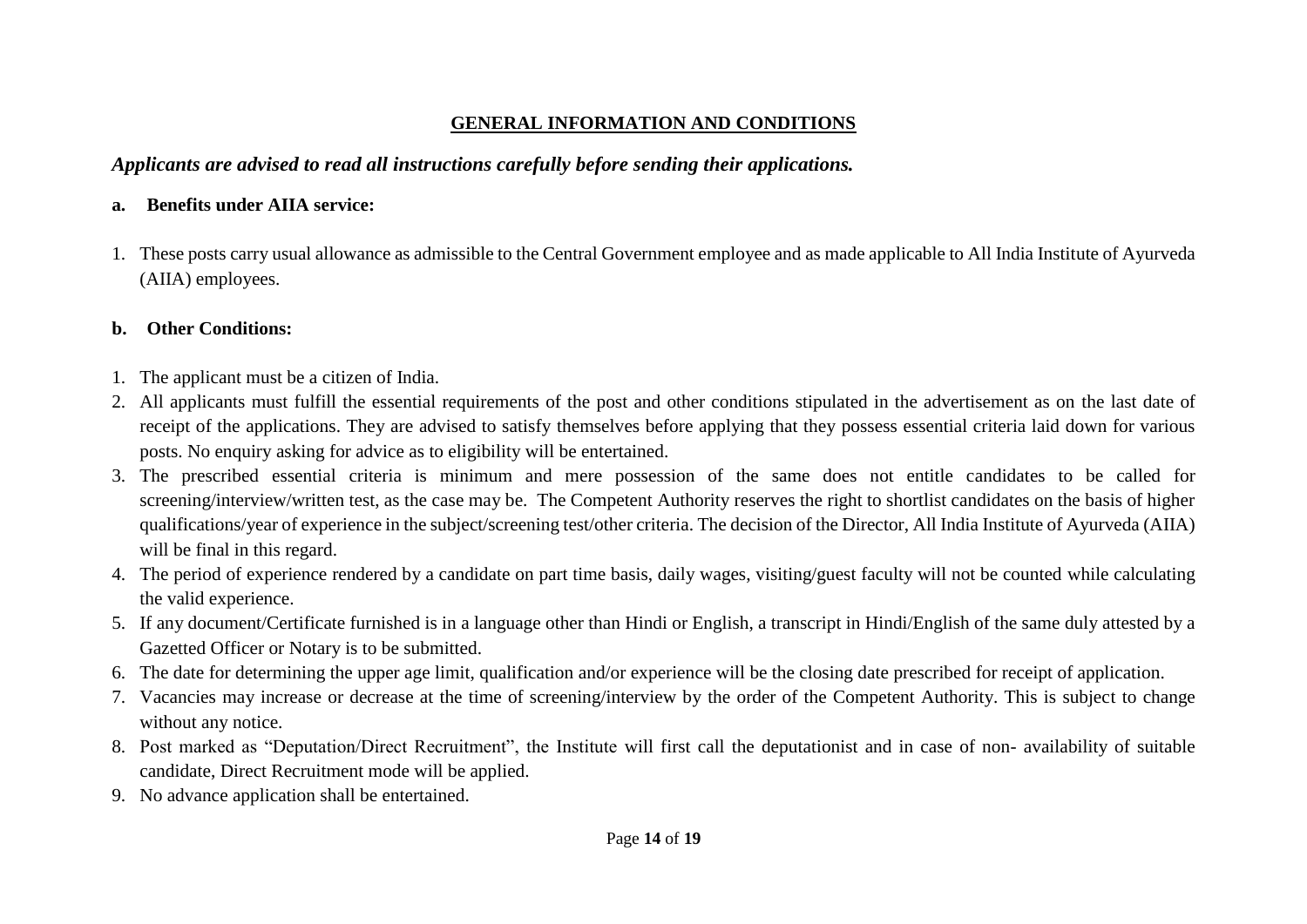## GENERAL INFORMATION AND CONDITIONS

***Applicants are advised to read all instructions carefully before sending their applications.***

**a. Benefits under AIIA service:**

1. These posts carry usual allowance as admissible to the Central Government employee and as made applicable to All India Institute of Ayurveda (AIIA) employees.

**b. Other Conditions:**

1. The applicant must be a citizen of India.
2. All applicants must fulfill the essential requirements of the post and other conditions stipulated in the advertisement as on the last date of receipt of the applications. They are advised to satisfy themselves before applying that they possess essential criteria laid down for various posts. No enquiry asking for advice as to eligibility will be entertained.
3. The prescribed essential criteria is minimum and mere possession of the same does not entitle candidates to be called for screening/interview/written test, as the case may be. The Competent Authority reserves the right to shortlist candidates on the basis of higher qualifications/year of experience in the subject/screening test/other criteria. The decision of the Director, All India Institute of Ayurveda (AIIA) will be final in this regard.
4. The period of experience rendered by a candidate on part time basis, daily wages, visiting/guest faculty will not be counted while calculating the valid experience.
5. If any document/Certificate furnished is in a language other than Hindi or English, a transcript in Hindi/English of the same duly attested by a Gazetted Officer or Notary is to be submitted.
6. The date for determining the upper age limit, qualification and/or experience will be the closing date prescribed for receipt of application.
7. Vacancies may increase or decrease at the time of screening/interview by the order of the Competent Authority. This is subject to change without any notice.
8. Post marked as "Deputation/Direct Recruitment", the Institute will first call the deputationist and in case of non- availability of suitable candidate, Direct Recruitment mode will be applied.
9. No advance application shall be entertained.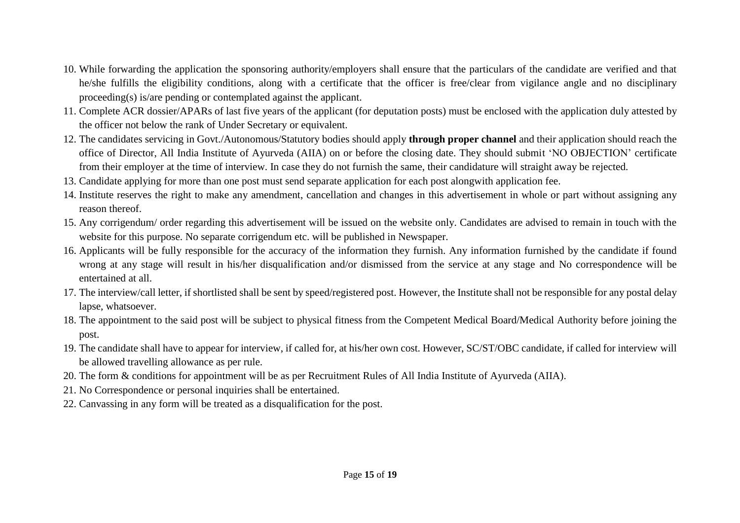10. While forwarding the application the sponsoring authority/employers shall ensure that the particulars of the candidate are verified and that he/she fulfills the eligibility conditions, along with a certificate that the officer is free/clear from vigilance angle and no disciplinary proceeding(s) is/are pending or contemplated against the applicant.
11. Complete ACR dossier/APARs of last five years of the applicant (for deputation posts) must be enclosed with the application duly attested by the officer not below the rank of Under Secretary or equivalent.
12. The candidates servicing in Govt./Autonomous/Statutory bodies should apply **through proper channel** and their application should reach the office of Director, All India Institute of Ayurveda (AIIA) on or before the closing date. They should submit 'NO OBJECTION' certificate from their employer at the time of interview. In case they do not furnish the same, their candidature will straight away be rejected.
13. Candidate applying for more than one post must send separate application for each post alongwith application fee.
14. Institute reserves the right to make any amendment, cancellation and changes in this advertisement in whole or part without assigning any reason thereof.
15. Any corrigendum/ order regarding this advertisement will be issued on the website only. Candidates are advised to remain in touch with the website for this purpose. No separate corrigendum etc. will be published in Newspaper.
16. Applicants will be fully responsible for the accuracy of the information they furnish. Any information furnished by the candidate if found wrong at any stage will result in his/her disqualification and/or dismissed from the service at any stage and No correspondence will be entertained at all.
17. The interview/call letter, if shortlisted shall be sent by speed/registered post. However, the Institute shall not be responsible for any postal delay lapse, whatsoever.
18. The appointment to the said post will be subject to physical fitness from the Competent Medical Board/Medical Authority before joining the post.
19. The candidate shall have to appear for interview, if called for, at his/her own cost. However, SC/ST/OBC candidate, if called for interview will be allowed travelling allowance as per rule.
20. The form & conditions for appointment will be as per Recruitment Rules of All India Institute of Ayurveda (AIIA).
21. No Correspondence or personal inquiries shall be entertained.
22. Canvassing in any form will be treated as a disqualification for the post.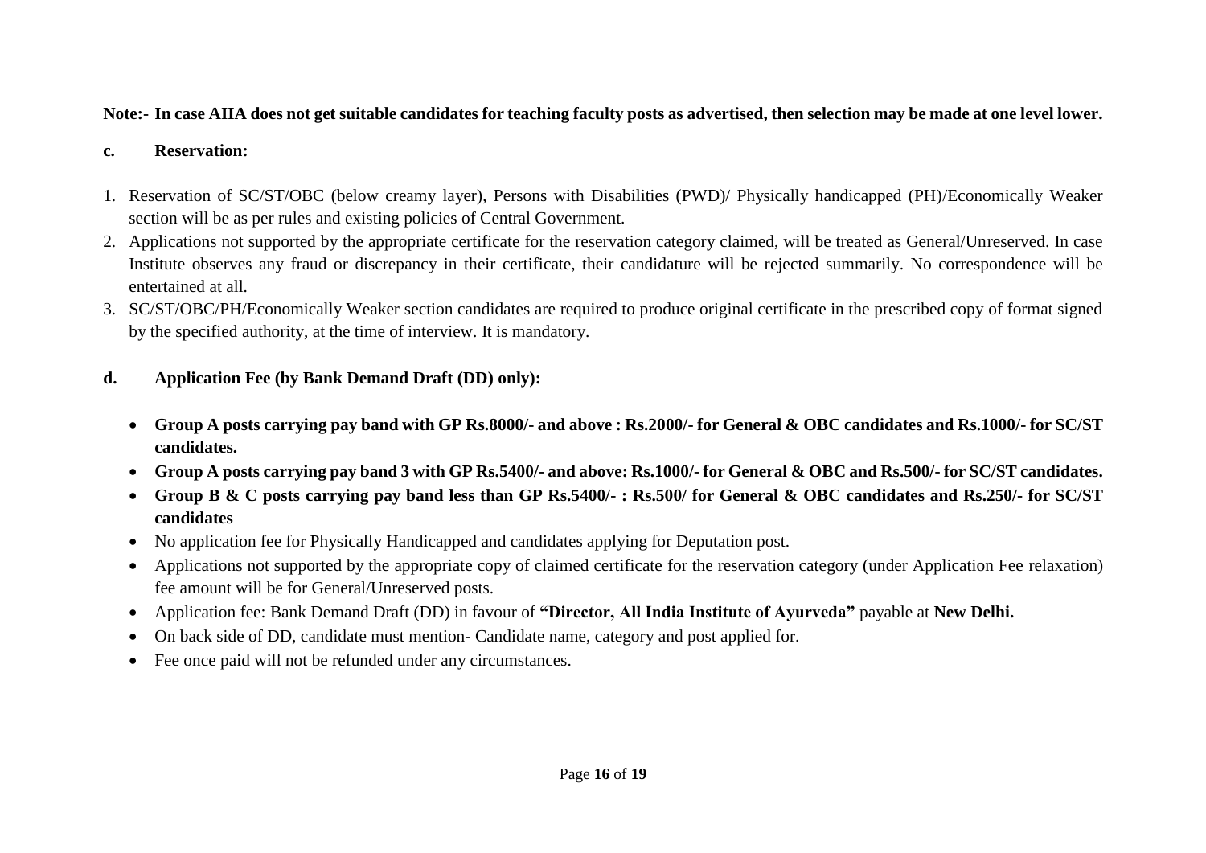**Note:- In case AIIA does not get suitable candidates for teaching faculty posts as advertised, then selection may be made at one level lower.**

**c. Reservation:**

1. Reservation of SC/ST/OBC (below creamy layer), Persons with Disabilities (PWD)/ Physically handicapped (PH)/Economically Weaker section will be as per rules and existing policies of Central Government.
2. Applications not supported by the appropriate certificate for the reservation category claimed, will be treated as General/Unreserved. In case Institute observes any fraud or discrepancy in their certificate, their candidature will be rejected summarily. No correspondence will be entertained at all.
3. SC/ST/OBC/PH/Economically Weaker section candidates are required to produce original certificate in the prescribed copy of format signed by the specified authority, at the time of interview. It is mandatory.

**d. Application Fee (by Bank Demand Draft (DD) only):**

- **Group A posts carrying pay band with GP Rs.8000/- and above : Rs.2000/- for General & OBC candidates and Rs.1000/- for SC/ST candidates.**
- **Group A posts carrying pay band 3 with GP Rs.5400/- and above: Rs.1000/- for General & OBC and Rs.500/- for SC/ST candidates.**
- **Group B & C posts carrying pay band less than GP Rs.5400/- : Rs.500/ for General & OBC candidates and Rs.250/- for SC/ST candidates**
- No application fee for Physically Handicapped and candidates applying for Deputation post.
- Applications not supported by the appropriate copy of claimed certificate for the reservation category (under Application Fee relaxation) fee amount will be for General/Unreserved posts.
- Application fee: Bank Demand Draft (DD) in favour of **"Director, All India Institute of Ayurveda"** payable at **New Delhi.**
- On back side of DD, candidate must mention- Candidate name, category and post applied for.
- Fee once paid will not be refunded under any circumstances.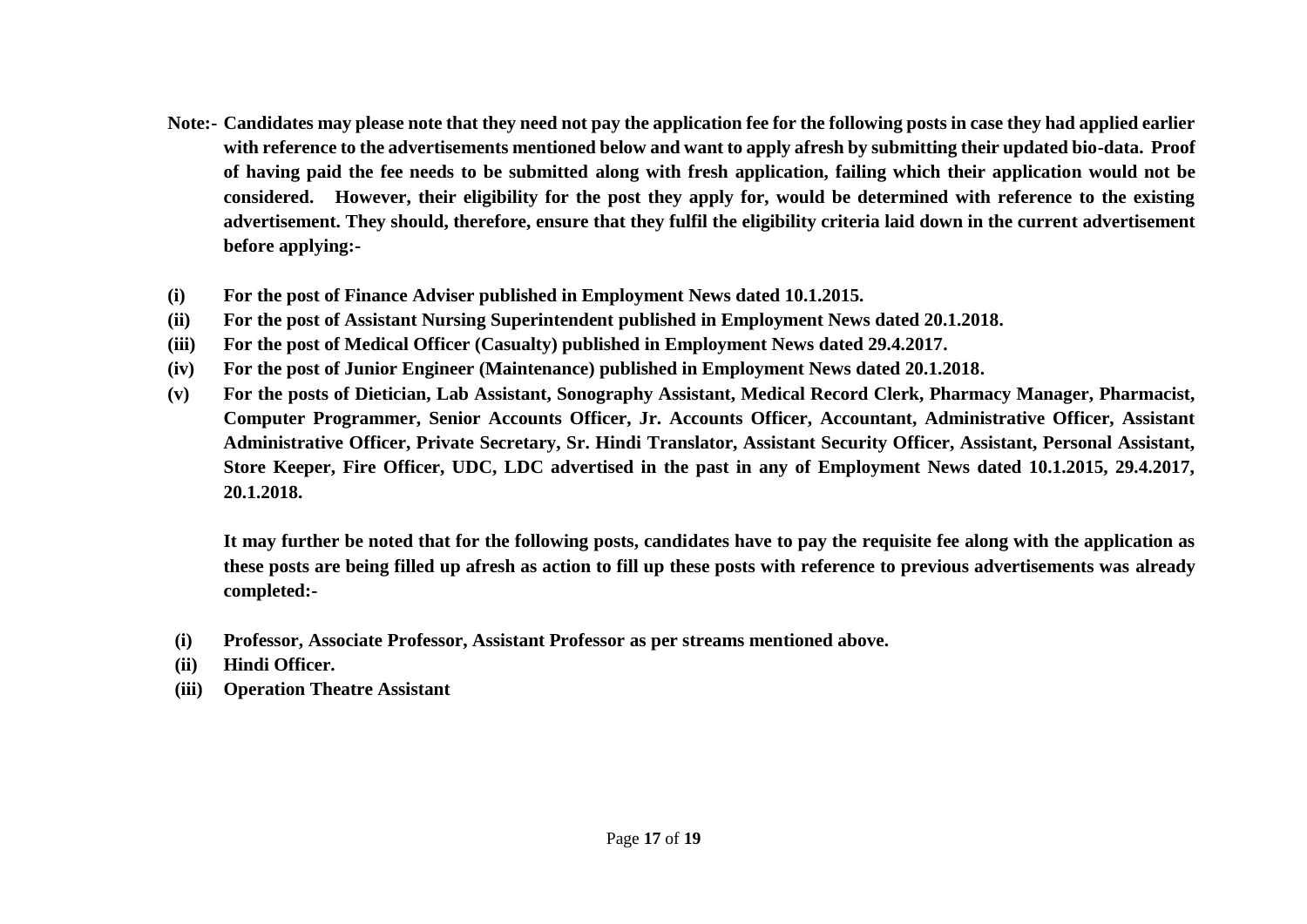**Note:- Candidates may please note that they need not pay the application fee for the following posts in case they had applied earlier with reference to the advertisements mentioned below and want to apply afresh by submitting their updated bio-data. Proof of having paid the fee needs to be submitted along with fresh application, failing which their application would not be considered. However, their eligibility for the post they apply for, would be determined with reference to the existing advertisement. They should, therefore, ensure that they fulfil the eligibility criteria laid down in the current advertisement before applying:-**

**(i) For the post of Finance Adviser published in Employment News dated 10.1.2015.**

**(ii) For the post of Assistant Nursing Superintendent published in Employment News dated 20.1.2018.**

**(iii) For the post of Medical Officer (Casualty) published in Employment News dated 29.4.2017.**

**(iv) For the post of Junior Engineer (Maintenance) published in Employment News dated 20.1.2018.**

**(v) For the posts of Dietician, Lab Assistant, Sonography Assistant, Medical Record Clerk, Pharmacy Manager, Pharmacist, Computer Programmer, Senior Accounts Officer, Jr. Accounts Officer, Accountant, Administrative Officer, Assistant Administrative Officer, Private Secretary, Sr. Hindi Translator, Assistant Security Officer, Assistant, Personal Assistant, Store Keeper, Fire Officer, UDC, LDC advertised in the past in any of Employment News dated 10.1.2015, 29.4.2017, 20.1.2018.**

**It may further be noted that for the following posts, candidates have to pay the requisite fee along with the application as these posts are being filled up afresh as action to fill up these posts with reference to previous advertisements was already completed:-**

**(i) Professor, Associate Professor, Assistant Professor as per streams mentioned above.**

**(ii) Hindi Officer.**

**(iii) Operation Theatre Assistant**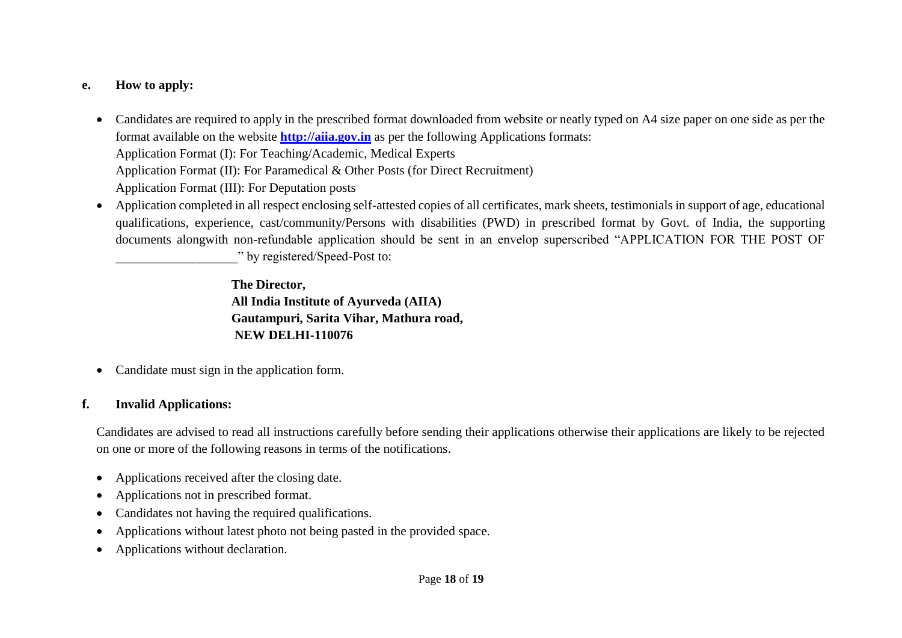**e. How to apply:**

- Candidates are required to apply in the prescribed format downloaded from website or neatly typed on A4 size paper on one side as per the format available on the website **[http://aiia.gov.in](http://aiia.gov.in)** as per the following Applications formats:
  Application Format (I): For Teaching/Academic, Medical Experts
  Application Format (II): For Paramedical & Other Posts (for Direct Recruitment)
  Application Format (III): For Deputation posts
- Application completed in all respect enclosing self-attested copies of all certificates, mark sheets, testimonials in support of age, educational qualifications, experience, cast/community/Persons with disabilities (PWD) in prescribed format by Govt. of India, the supporting documents alongwith non-refundable application should be sent in an envelop superscribed "APPLICATION FOR THE POST OF \_\_\_\_\_\_\_\_\_\_\_\_\_\_\_\_\_\_\_" by registered/Speed-Post to:

  **The Director,**
  **All India Institute of Ayurveda (AIIA)**
  **Gautampuri, Sarita Vihar, Mathura road,**
  **NEW DELHI-110076**

- Candidate must sign in the application form.

**f. Invalid Applications:**

Candidates are advised to read all instructions carefully before sending their applications otherwise their applications are likely to be rejected on one or more of the following reasons in terms of the notifications.

- Applications received after the closing date.
- Applications not in prescribed format.
- Candidates not having the required qualifications.
- Applications without latest photo not being pasted in the provided space.
- Applications without declaration.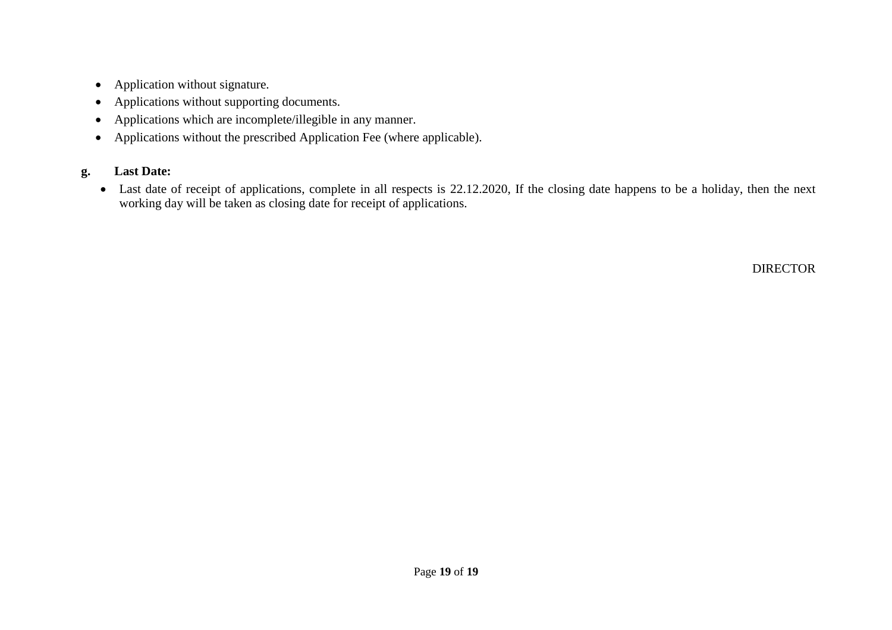- Application without signature.
- Applications without supporting documents.
- Applications which are incomplete/illegible in any manner.
- Applications without the prescribed Application Fee (where applicable).

**g. Last Date:**

- Last date of receipt of applications, complete in all respects is 22.12.2020, If the closing date happens to be a holiday, then the next working day will be taken as closing date for receipt of applications.

DIRECTOR